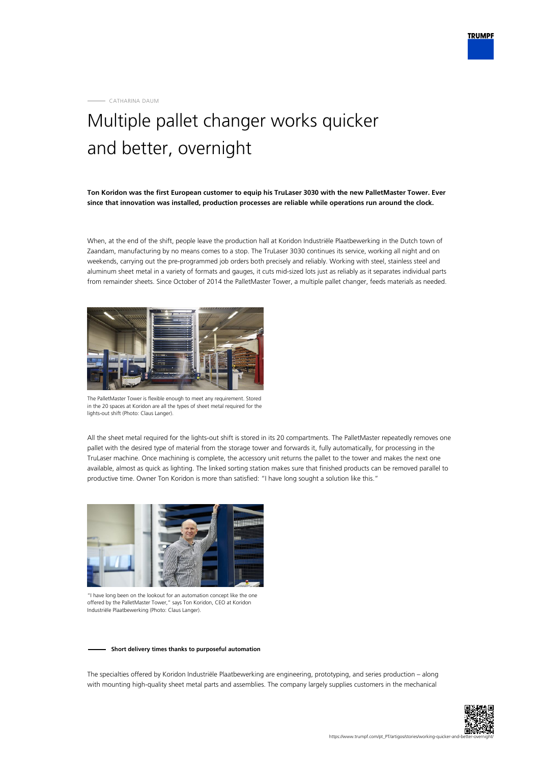CATHARINA DAUM

# Multiple pallet changer works quicker and better, overnight

**Ton Koridon was the first European customer to equip his TruLaser 3030 with the new PalletMaster Tower. Ever since that innovation was installed, production processes are reliable while operations run around the clock.**

When, at the end of the shift, people leave the production hall at Koridon Industriële Plaatbewerking in the Dutch town of Zaandam, manufacturing by no means comes to a stop. The TruLaser 3030 continues its service, working all night and on weekends, carrying out the pre-programmed job orders both precisely and reliably. Working with steel, stainless steel and aluminum sheet metal in a variety of formats and gauges, it cuts mid-sized lots just as reliably as it separates individual parts from remainder sheets. Since October of 2014 the PalletMaster Tower, a multiple pallet changer, feeds materials as needed.

The PalletMaster Tower is flexible enough to meet any requirement. Stored in the 20 spaces at Koridon are all the types of sheet metal required for the lights-out shift (Photo: Claus Langer).

All the sheet metal required for the lights-out shift is stored in its 20 compartments. The PalletMaster repeatedly removes one pallet with the desired type of material from the storage tower and forwards it, fully automatically, for processing in the TruLaser machine. Once machining is complete, the accessory unit returns the pallet to the tower and makes the next one available, almost as quick as lighting. The linked sorting station makes sure that finished products can be removed parallel to productive time. Owner Ton Koridon is more than satisfied: "I have long sought a solution like this."

"I have long been on the lookout for an automation concept like the one offered by the PalletMaster Tower," says Ton Koridon, CEO at Koridon Industriële Plaatbewerking (Photo: Claus Langer).

## Short delivery times thanks to purposeful automation

The specialties offered by Koridon Industriële Plaatbewerking are engineering, prototyping, and series production – along with mounting high-quality sheet metal parts and assemblies. The company largely supplies customers in the mechanical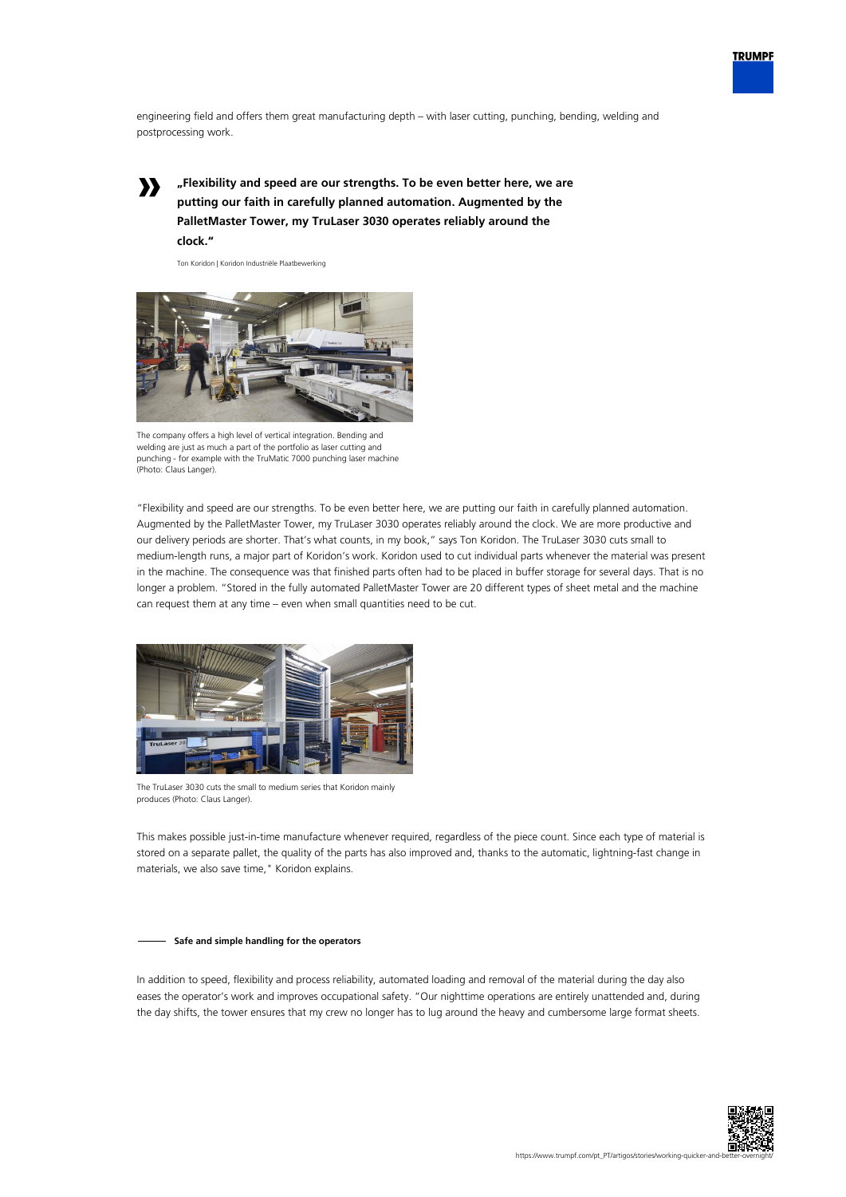engineering field and offers them great manufacturing depth – with laser cutting, punching, bending, welding and postprocessing work.

> **„Flexibility and speed are our strengths. To be even better here, we are putting our faith in carefully planned automation. Augmented by the PalletMaster Tower, my TruLaser 3030 operates reliably around the clock."**
>
> Ton Koridon | Koridon Industriële Plaatbewerking

The company offers a high level of vertical integration. Bending and welding are just as much a part of the portfolio as laser cutting and punching - for example with the TruMatic 7000 punching laser machine (Photo: Claus Langer).

"Flexibility and speed are our strengths. To be even better here, we are putting our faith in carefully planned automation. Augmented by the PalletMaster Tower, my TruLaser 3030 operates reliably around the clock. We are more productive and our delivery periods are shorter. That's what counts, in my book," says Ton Koridon. The TruLaser 3030 cuts small to medium-length runs, a major part of Koridon's work. Koridon used to cut individual parts whenever the material was present in the machine. The consequence was that finished parts often had to be placed in buffer storage for several days. That is no longer a problem. "Stored in the fully automated PalletMaster Tower are 20 different types of sheet metal and the machine can request them at any time – even when small quantities need to be cut.

The TruLaser 3030 cuts the small to medium series that Koridon mainly produces (Photo: Claus Langer).

This makes possible just-in-time manufacture whenever required, regardless of the piece count. Since each type of material is stored on a separate pallet, the quality of the parts has also improved and, thanks to the automatic, lightning-fast change in materials, we also save time," Koridon explains.

## Safe and simple handling for the operators

In addition to speed, flexibility and process reliability, automated loading and removal of the material during the day also eases the operator's work and improves occupational safety. "Our nighttime operations are entirely unattended and, during the day shifts, the tower ensures that my crew no longer has to lug around the heavy and cumbersome large format sheets.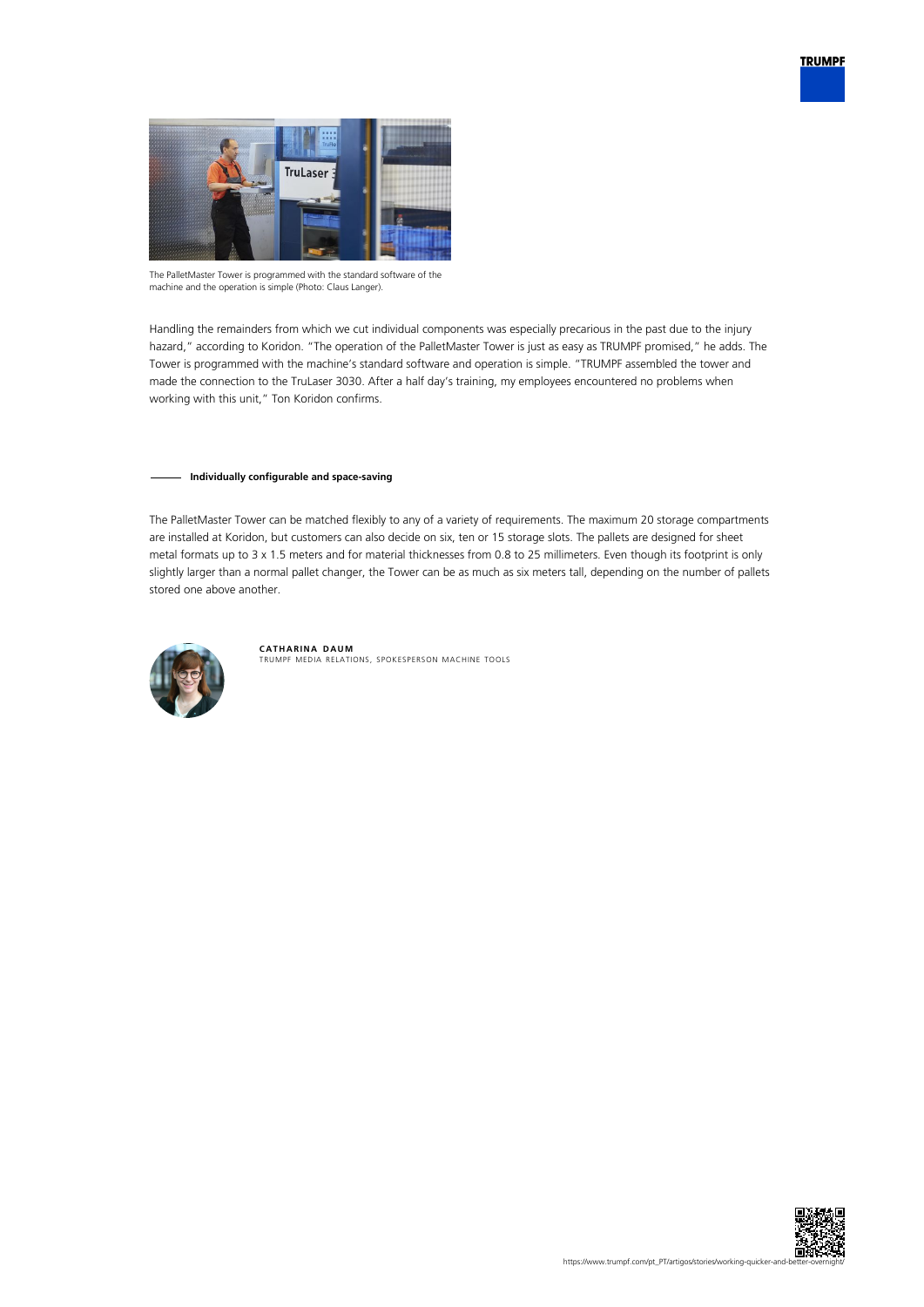The PalletMaster Tower is programmed with the standard software of the machine and the operation is simple (Photo: Claus Langer).

Handling the remainders from which we cut individual components was especially precarious in the past due to the injury hazard," according to Koridon. "The operation of the PalletMaster Tower is just as easy as TRUMPF promised," he adds. The Tower is programmed with the machine's standard software and operation is simple. "TRUMPF assembled the tower and made the connection to the TruLaser 3030. After a half day's training, my employees encountered no problems when working with this unit," Ton Koridon confirms.

## Individually configurable and space-saving

The PalletMaster Tower can be matched flexibly to any of a variety of requirements. The maximum 20 storage compartments are installed at Koridon, but customers can also decide on six, ten or 15 storage slots. The pallets are designed for sheet metal formats up to 3 x 1.5 meters and for material thicknesses from 0.8 to 25 millimeters. Even though its footprint is only slightly larger than a normal pallet changer, the Tower can be as much as six meters tall, depending on the number of pallets stored one above another.

**CATHARINA DAUM**
TRUMPF MEDIA RELATIONS, SPOKESPERSON MACHINE TOOLS